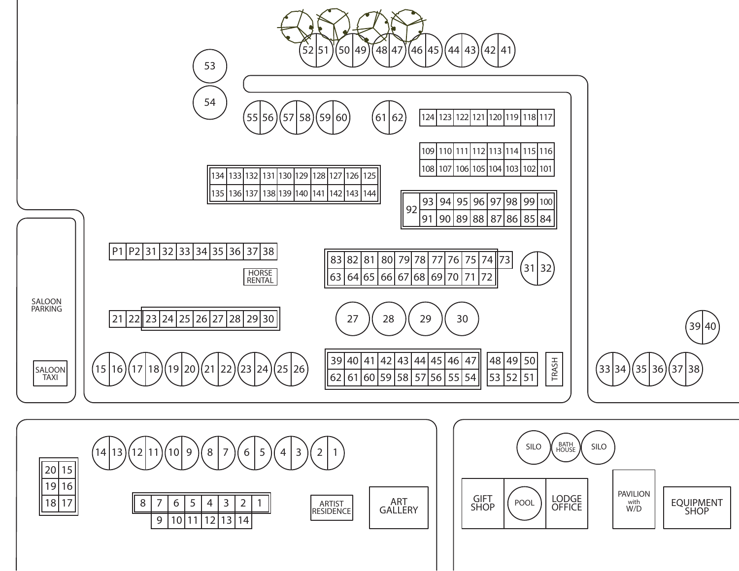53
54

52 | 51
50 | 49
48 | 47
46 | 45
44 | 43
42 | 41

55 | 56
57 | 58
59 | 60
61 | 62

| 124 | 123 | 122 | 121 | 120 | 119 | 118 | 117 |
|---|---|---|---|---|---|---|---|

| 109 | 110 | 111 | 112 | 113 | 114 | 115 | 116 |
|---|---|---|---|---|---|---|---|
| 108 | 107 | 106 | 105 | 104 | 103 | 102 | 101 |

| 134 | 133 | 132 | 131 | 130 | 129 | 128 | 127 | 126 | 125 |
|---|---|---|---|---|---|---|---|---|---|
| 135 | 136 | 137 | 138 | 139 | 140 | 141 | 142 | 143 | 144 |

| 92 | 93 | 94 | 95 | 96 | 97 | 98 | 99 | 100 |
|---|---|---|---|---|---|---|---|---|
| | 91 | 90 | 89 | 88 | 87 | 86 | 85 | 84 |

| P1 | P2 | 31 | 32 | 33 | 34 | 35 | 36 | 37 | 38 |
|---|---|---|---|---|---|---|---|---|---|

HORSE RENTAL

| 83 | 82 | 81 | 80 | 79 | 78 | 77 | 76 | 75 | 74 | 73 |
|---|---|---|---|---|---|---|---|---|---|---|
| 63 | 64 | 65 | 66 | 67 | 68 | 69 | 70 | 71 | 72 | |

31 | 32

SALOON PARKING

| 21 | 22 | 23 | 24 | 25 | 26 | 27 | 28 | 29 | 30 |
|---|---|---|---|---|---|---|---|---|---|

27
28
29
30

39 | 40

15 | 16
17 | 18
19 | 20
21 | 22
23 | 24
25 | 26

| 39 | 40 | 41 | 42 | 43 | 44 | 45 | 46 | 47 |
|---|---|---|---|---|---|---|---|---|
| 62 | 61 | 60 | 59 | 58 | 57 | 56 | 55 | 54 |

| 48 | 49 | 50 |
|---|---|---|
| 53 | 52 | 51 |

TRASH

33 | 34
35 | 36
37 | 38

SALOON TAXI

14 | 13
12 | 11
10 | 9
8 | 7
6 | 5
4 | 3
2 | 1

| 20 | 15 |
|---|---|
| 19 | 16 |
| 18 | 17 |

| 8 | 7 | 6 | 5 | 4 | 3 | 2 | 1 |
|---|---|---|---|---|---|---|---|
| | 9 | 10 | 11 | 12 | 13 | 14 | |

ARTIST RESIDENCE

ART GALLERY

SILO
BATH HOUSE
SILO

GIFT SHOP
POOL
LODGE OFFICE

PAVILION with W/D

EQUIPMENT SHOP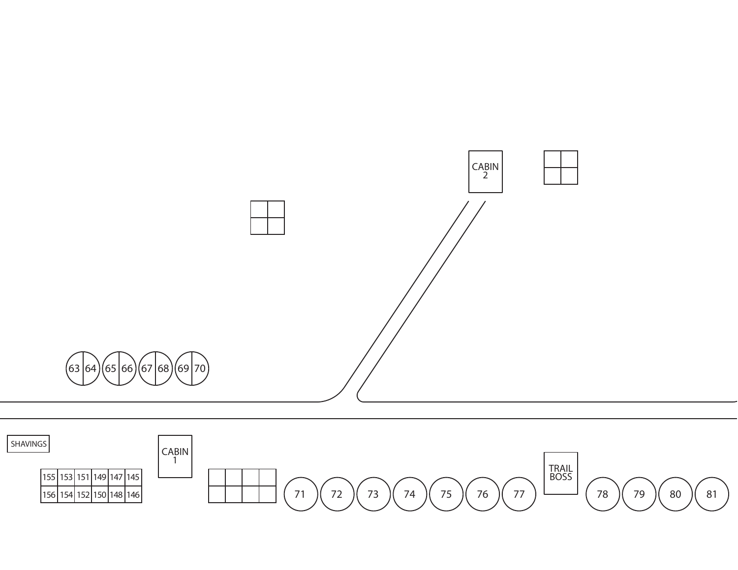CABIN 2

63 64 65 66 67 68 69 70

SHAVINGS

CABIN 1

| 155 | 153 | 151 | 149 | 147 | 145 |
|---|---|---|---|---|---|
| 156 | 154 | 152 | 150 | 148 | 146 |

71 72 73 74 75 76 77

TRAIL BOSS

78 79 80 81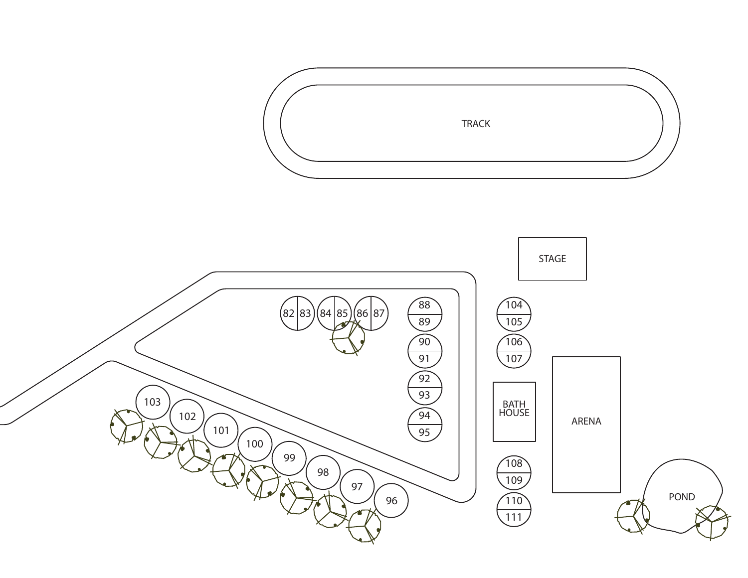TRACK

STAGE

82 83
84 85
86 87

88
89

90
91

92
93

94
95

104
105

106
107

BATH HOUSE

ARENA

108
109

110
111

POND

103
102
101
100
99
98
97
96